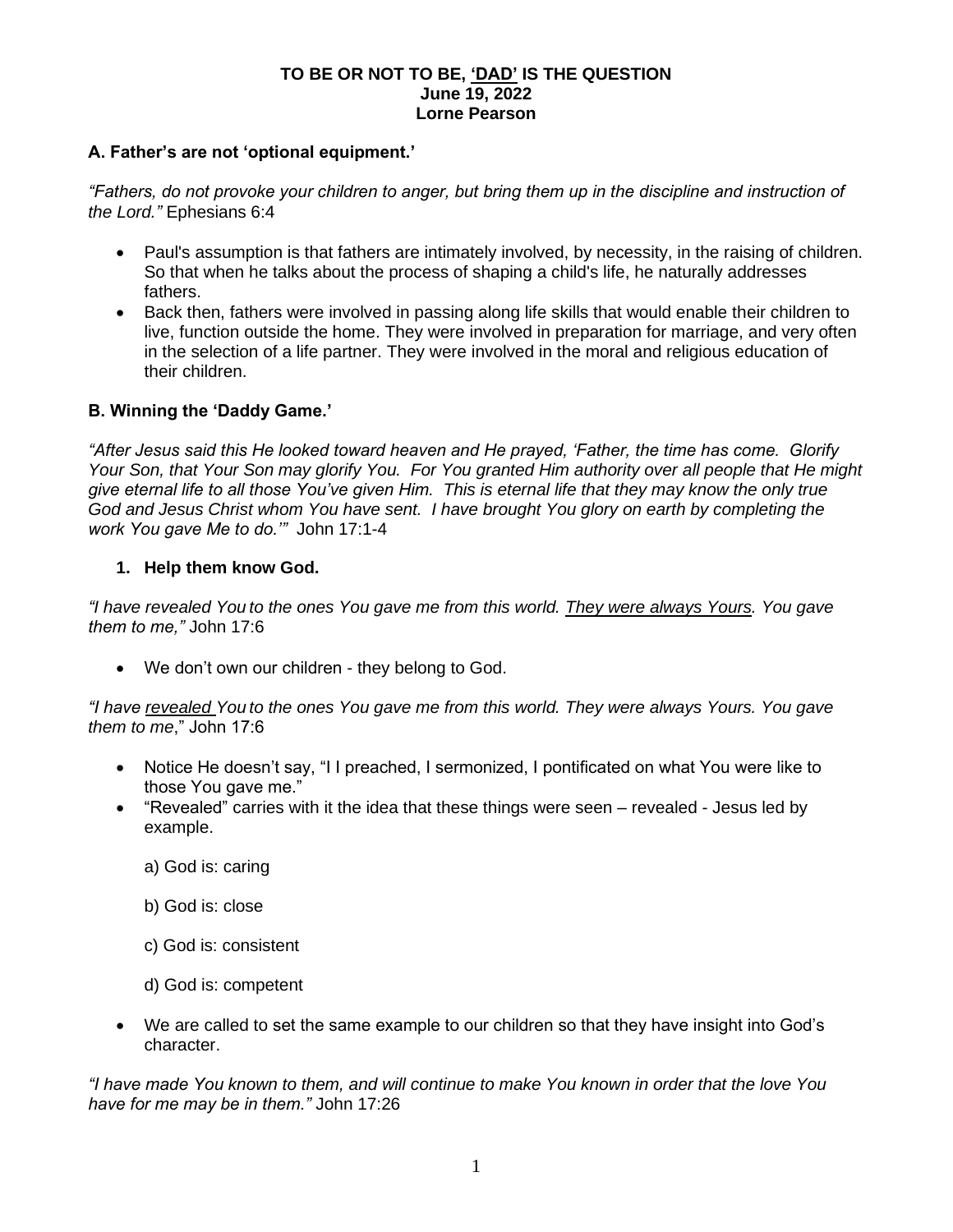**TO BE OR NOT TO BE, <u>'DAD'</u> IS THE QUESTION**
**June 19, 2022**
**Lorne Pearson**

## A. Father's are not 'optional equipment.'

*"Fathers, do not provoke your children to anger, but bring them up in the discipline and instruction of the Lord."* Ephesians 6:4

- Paul's assumption is that fathers are intimately involved, by necessity, in the raising of children. So that when he talks about the process of shaping a child's life, he naturally addresses fathers.
- Back then, fathers were involved in passing along life skills that would enable their children to live, function outside the home. They were involved in preparation for marriage, and very often in the selection of a life partner. They were involved in the moral and religious education of their children.

## B. Winning the 'Daddy Game.'

*"After Jesus said this He looked toward heaven and He prayed, 'Father, the time has come. Glorify Your Son, that Your Son may glorify You. For You granted Him authority over all people that He might give eternal life to all those You've given Him. This is eternal life that they may know the only true God and Jesus Christ whom You have sent. I have brought You glory on earth by completing the work You gave Me to do.'"* John 17:1-4

### 1. Help them know God.

*"I have revealed You to the ones You gave me from this world. <u>They were always Yours</u>. You gave them to me,"* John 17:6

- We don't own our children - they belong to God.

*"I have <u>revealed</u> You to the ones You gave me from this world. They were always Yours. You gave them to me*," John 17:6

- Notice He doesn't say, "I I preached, I sermonized, I pontificated on what You were like to those You gave me."
- "Revealed" carries with it the idea that these things were seen – revealed - Jesus led by example.

  a) God is: caring

  b) God is: close

  c) God is: consistent

  d) God is: competent

- We are called to set the same example to our children so that they have insight into God's character.

*"I have made You known to them, and will continue to make You known in order that the love You have for me may be in them."* John 17:26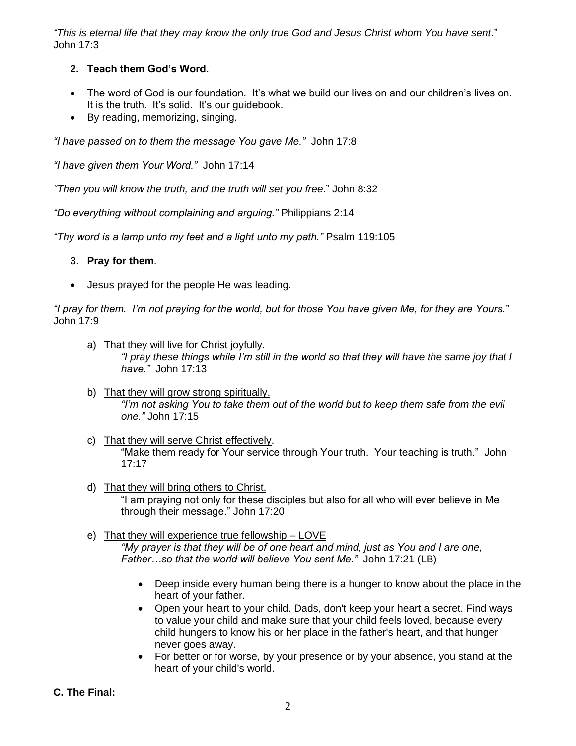*"This is eternal life that they may know the only true God and Jesus Christ whom You have sent*." John 17:3

2. **Teach them God's Word.**

- The word of God is our foundation. It's what we build our lives on and our children's lives on. It is the truth. It's solid. It's our guidebook.
- By reading, memorizing, singing.

*"I have passed on to them the message You gave Me."* John 17:8

*"I have given them Your Word."* John 17:14

*"Then you will know the truth, and the truth will set you free*." John 8:32

*"Do everything without complaining and arguing."* Philippians 2:14

*"Thy word is a lamp unto my feet and a light unto my path."* Psalm 119:105

3. **Pray for them**.

- Jesus prayed for the people He was leading.

*"I pray for them. I'm not praying for the world, but for those You have given Me, for they are Yours."* John 17:9

a) <u>That they will live for Christ joyfully.</u>
   *"I pray these things while I'm still in the world so that they will have the same joy that I have."* John 17:13

b) <u>That they will grow strong spiritually.</u>
   *"I'm not asking You to take them out of the world but to keep them safe from the evil one."* John 17:15

c) <u>That they will serve Christ effectively</u>.
   "Make them ready for Your service through Your truth. Your teaching is truth." John 17:17

d) <u>That they will bring others to Christ.</u>
   "I am praying not only for these disciples but also for all who will ever believe in Me through their message." John 17:20

e) <u>That they will experience true fellowship – LOVE</u>
   *"My prayer is that they will be of one heart and mind, just as You and I are one, Father…so that the world will believe You sent Me."* John 17:21 (LB)

   - Deep inside every human being there is a hunger to know about the place in the heart of your father.
   - Open your heart to your child. Dads, don't keep your heart a secret. Find ways to value your child and make sure that your child feels loved, because every child hungers to know his or her place in the father's heart, and that hunger never goes away.
   - For better or for worse, by your presence or by your absence, you stand at the heart of your child's world.

**C. The Final:**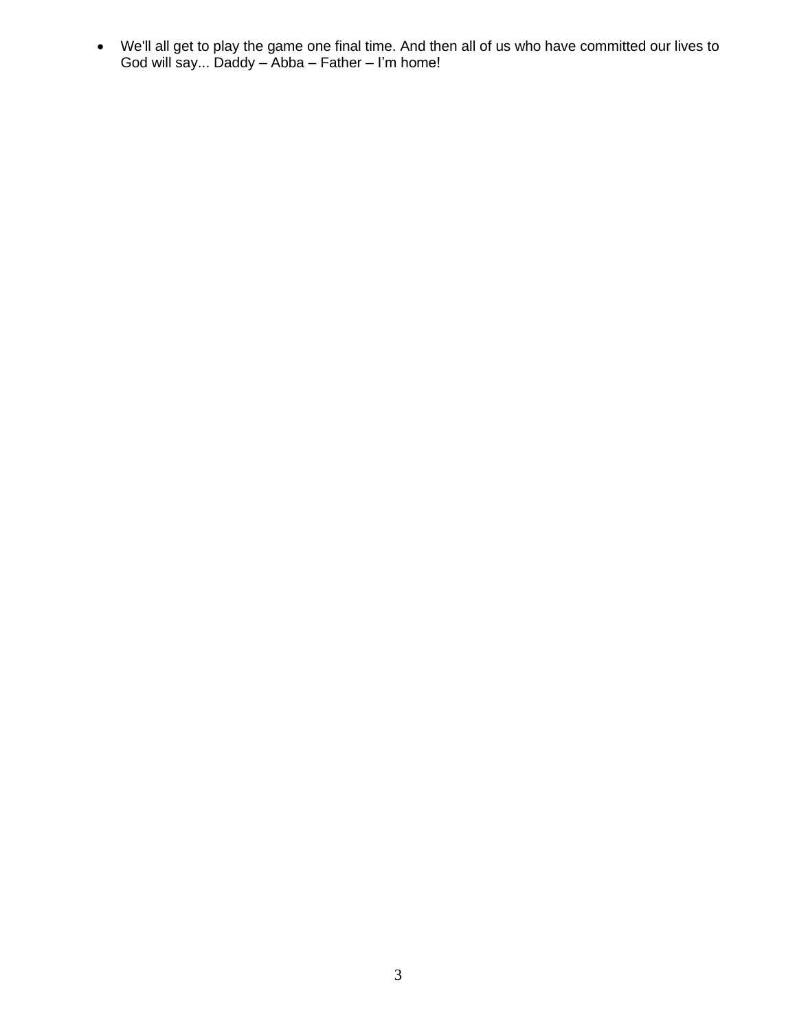- We'll all get to play the game one final time. And then all of us who have committed our lives to God will say... Daddy – Abba – Father – I'm home!